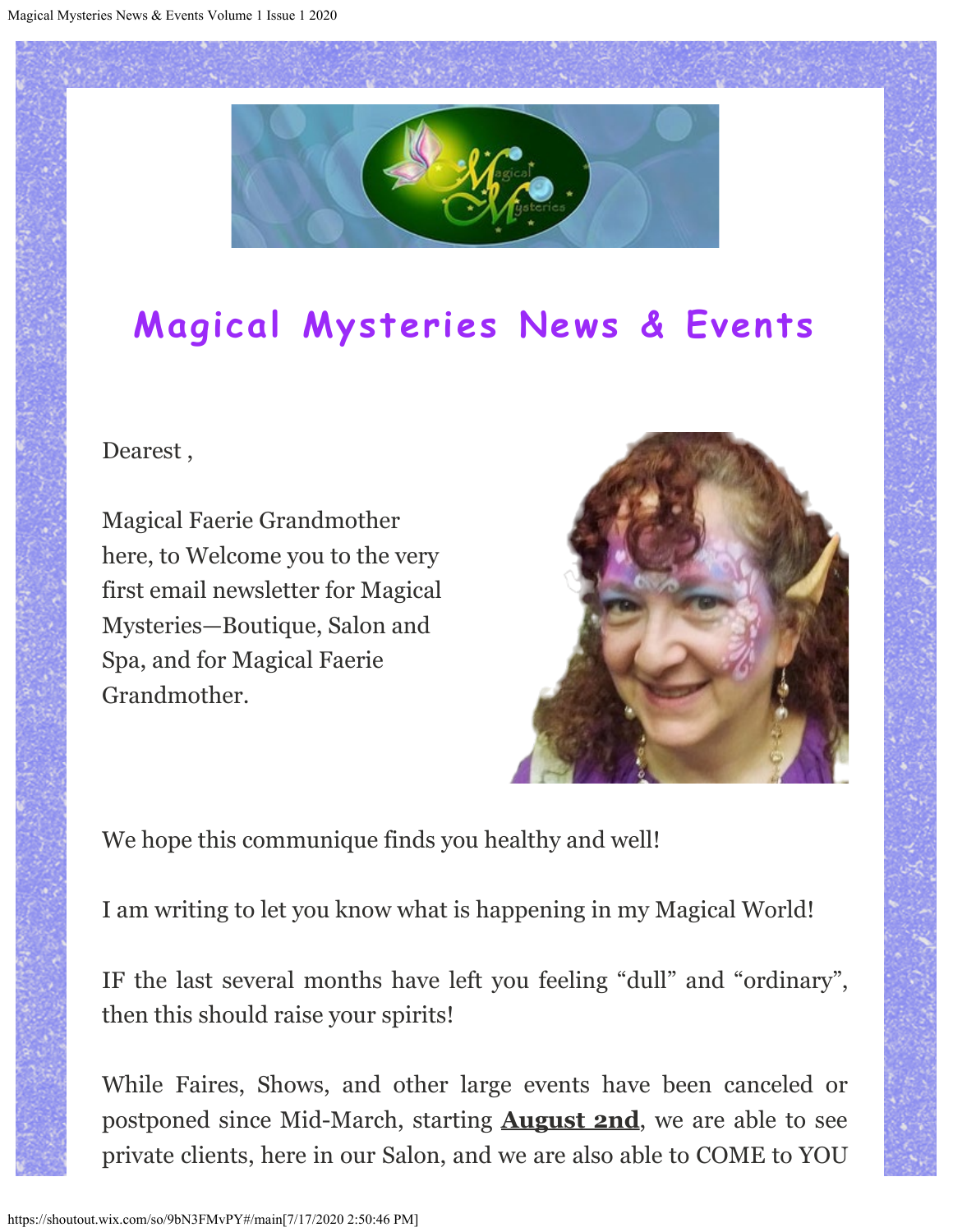# Magical Mysteries News & Events

Dearest ,

Magical Faerie Grandmother here, to Welcome you to the very first email newsletter for Magical Mysteries—Boutique, Salon and Spa, and for Magical Faerie Grandmother.

We hope this communique finds you healthy and well!

I am writing to let you know what is happening in my Magical World!

IF the last several months have left you feeling "dull" and "ordinary", then this should raise your spirits!

While Faires, Shows, and other large events have been canceled or postponed since Mid-March, starting **August 2nd**, we are able to see private clients, here in our Salon, and we are also able to COME to YOU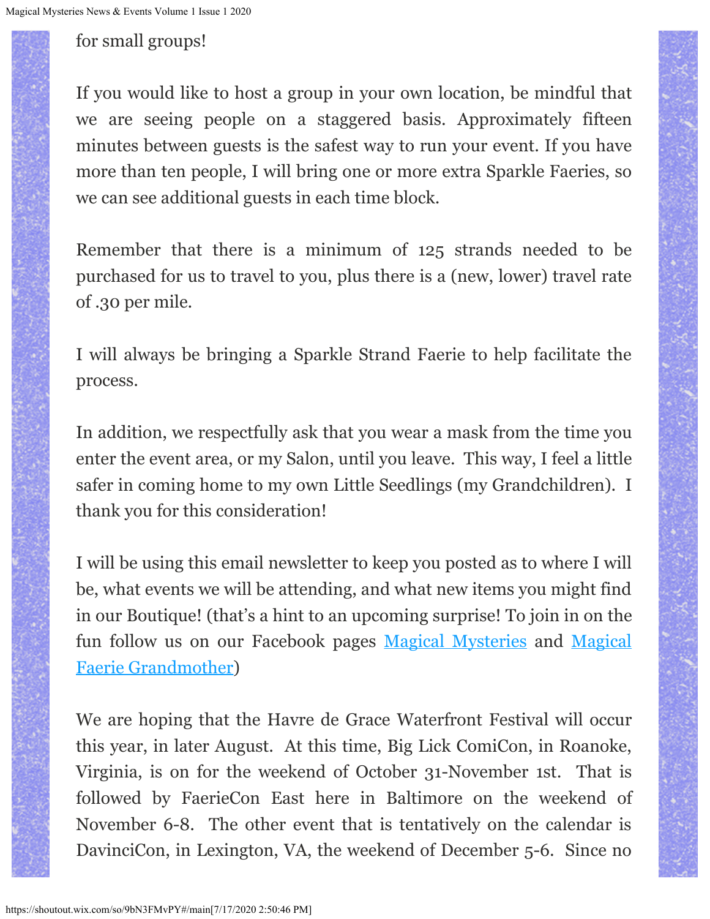for small groups!

If you would like to host a group in your own location, be mindful that we are seeing people on a staggered basis. Approximately fifteen minutes between guests is the safest way to run your event. If you have more than ten people, I will bring one or more extra Sparkle Faeries, so we can see additional guests in each time block.

Remember that there is a minimum of 125 strands needed to be purchased for us to travel to you, plus there is a (new, lower) travel rate of .30 per mile.

I will always be bringing a Sparkle Strand Faerie to help facilitate the process.

In addition, we respectfully ask that you wear a mask from the time you enter the event area, or my Salon, until you leave. This way, I feel a little safer in coming home to my own Little Seedlings (my Grandchildren). I thank you for this consideration!

I will be using this email newsletter to keep you posted as to where I will be, what events we will be attending, and what new items you might find in our Boutique! (that's a hint to an upcoming surprise! To join in on the fun follow us on our Facebook pages [Magical Mysteries] and [Magical Faerie Grandmother])

We are hoping that the Havre de Grace Waterfront Festival will occur this year, in later August. At this time, Big Lick ComiCon, in Roanoke, Virginia, is on for the weekend of October 31-November 1st. That is followed by FaerieCon East here in Baltimore on the weekend of November 6-8. The other event that is tentatively on the calendar is DavinciCon, in Lexington, VA, the weekend of December 5-6. Since no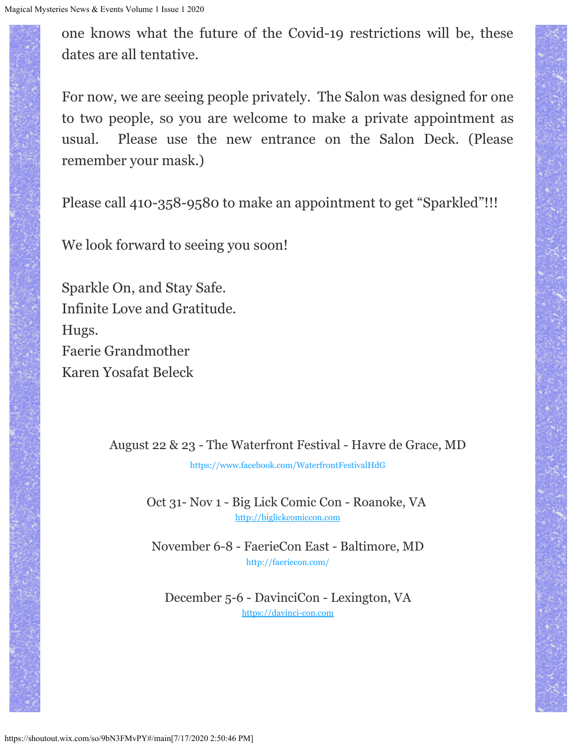one knows what the future of the Covid-19 restrictions will be, these dates are all tentative.

For now, we are seeing people privately. The Salon was designed for one to two people, so you are welcome to make a private appointment as usual. Please use the new entrance on the Salon Deck. (Please remember your mask.)

Please call 410-358-9580 to make an appointment to get "Sparkled"!!!

We look forward to seeing you soon!

Sparkle On, and Stay Safe.
Infinite Love and Gratitude.
Hugs.
Faerie Grandmother
Karen Yosafat Beleck

August 22 & 23 - The Waterfront Festival - Havre de Grace, MD
https://www.facebook.com/WaterfrontFestivalHdG

Oct 31- Nov 1 - Big Lick Comic Con - Roanoke, VA
http://biglickcomiccon.com

November 6-8 - FaerieCon East - Baltimore, MD
http://faeriecon.com/

December 5-6 - DavinciCon - Lexington, VA
https://davinci-con.com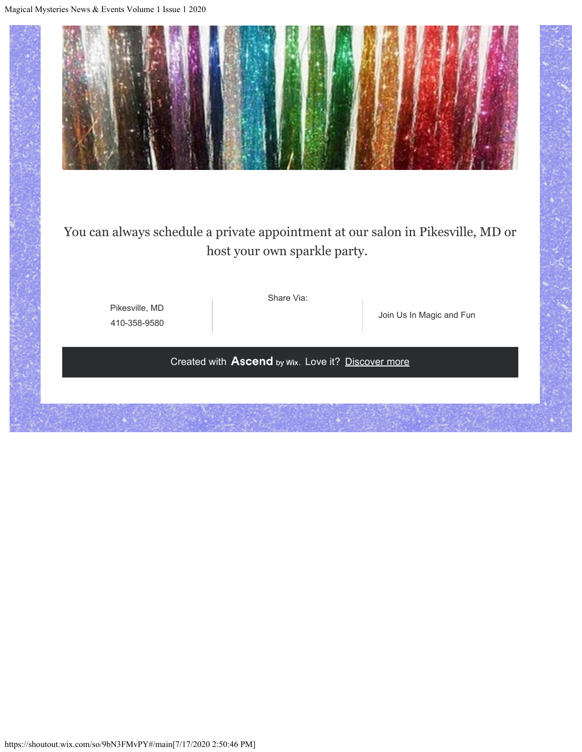You can always schedule a private appointment at our salon in Pikesville, MD or host your own sparkle party.

Pikesville, MD

410-358-9580

Share Via:

Join Us In Magic and Fun

Created with Ascend by Wix. Love it? Discover more